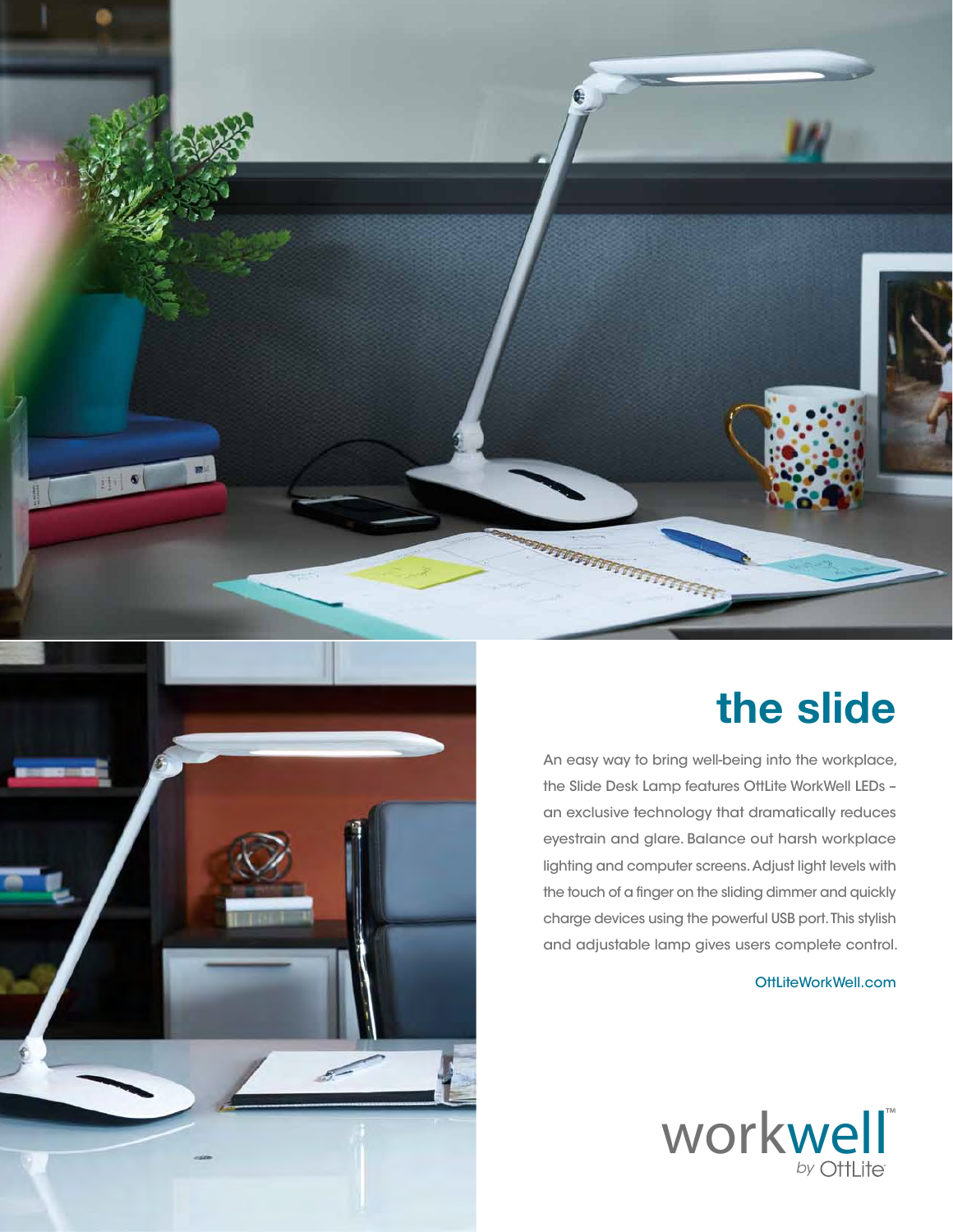# the slide

An easy way to bring well-being into the workplace, the Slide Desk Lamp features OttLite WorkWell LEDs – an exclusive technology that dramatically reduces eyestrain and glare. Balance out harsh workplace lighting and computer screens. Adjust light levels with the touch of a finger on the sliding dimmer and quickly charge devices using the powerful USB port. This stylish and adjustable lamp gives users complete control.

OttLiteWorkWell.com

workwell™ by OttLite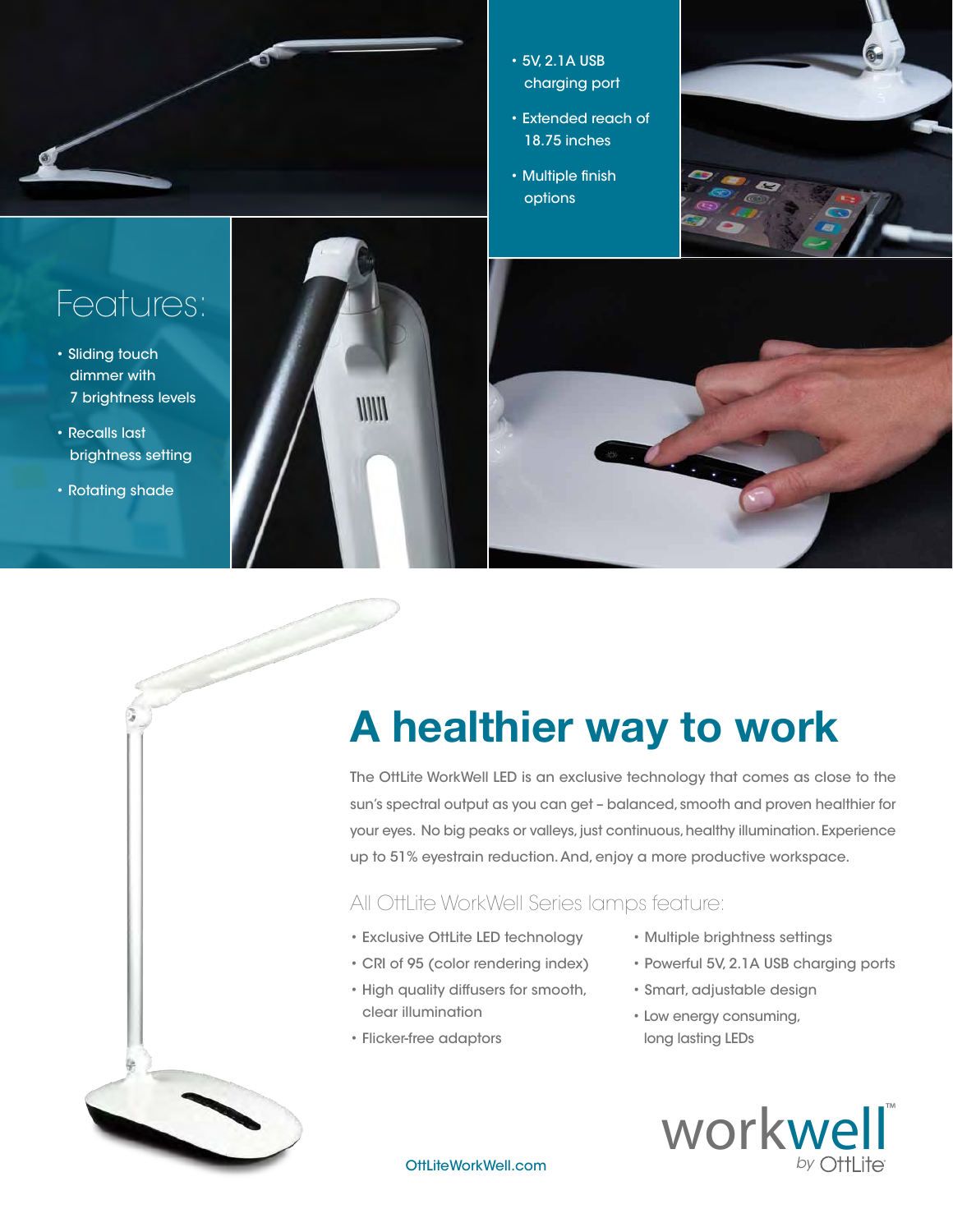- 5V, 2.1A USB charging port
- Extended reach of 18.75 inches
- Multiple finish options

## Features:

- Sliding touch dimmer with 7 brightness levels
- Recalls last brightness setting
- Rotating shade

# A healthier way to work

The OttLite WorkWell LED is an exclusive technology that comes as close to the sun's spectral output as you can get – balanced, smooth and proven healthier for your eyes. No big peaks or valleys, just continuous, healthy illumination. Experience up to 51% eyestrain reduction. And, enjoy a more productive workspace.

### All OttLite WorkWell Series lamps feature:

- Exclusive OttLite LED technology
- CRI of 95 (color rendering index)
- High quality diffusers for smooth, clear illumination
- Flicker-free adaptors
- Multiple brightness settings
- Powerful 5V, 2.1A USB charging ports
- Smart, adjustable design
- Low energy consuming, long lasting LEDs

OttLiteWorkWell.com

workwell™ by OttLite